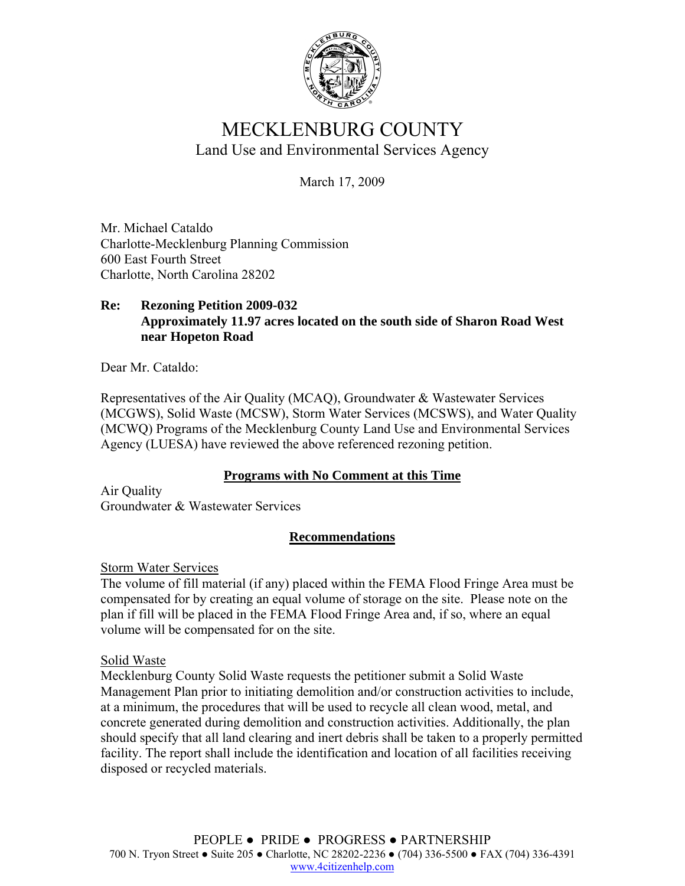# MECKLENBURG COUNTY

Land Use and Environmental Services Agency

March 17, 2009

Mr. Michael Cataldo
Charlotte-Mecklenburg Planning Commission
600 East Fourth Street
Charlotte, North Carolina 28202

**Re: Rezoning Petition 2009-032**
**Approximately 11.97 acres located on the south side of Sharon Road West near Hopeton Road**

Dear Mr. Cataldo:

Representatives of the Air Quality (MCAQ), Groundwater & Wastewater Services (MCGWS), Solid Waste (MCSW), Storm Water Services (MCSWS), and Water Quality (MCWQ) Programs of the Mecklenburg County Land Use and Environmental Services Agency (LUESA) have reviewed the above referenced rezoning petition.

## Programs with No Comment at this Time

Air Quality
Groundwater & Wastewater Services

## Recommendations

### Storm Water Services

The volume of fill material (if any) placed within the FEMA Flood Fringe Area must be compensated for by creating an equal volume of storage on the site. Please note on the plan if fill will be placed in the FEMA Flood Fringe Area and, if so, where an equal volume will be compensated for on the site.

### Solid Waste

Mecklenburg County Solid Waste requests the petitioner submit a Solid Waste Management Plan prior to initiating demolition and/or construction activities to include, at a minimum, the procedures that will be used to recycle all clean wood, metal, and concrete generated during demolition and construction activities. Additionally, the plan should specify that all land clearing and inert debris shall be taken to a properly permitted facility. The report shall include the identification and location of all facilities receiving disposed or recycled materials.

PEOPLE ● PRIDE ● PROGRESS ● PARTNERSHIP
700 N. Tryon Street ● Suite 205 ● Charlotte, NC 28202-2236 ● (704) 336-5500 ● FAX (704) 336-4391
www.4citizenhelp.com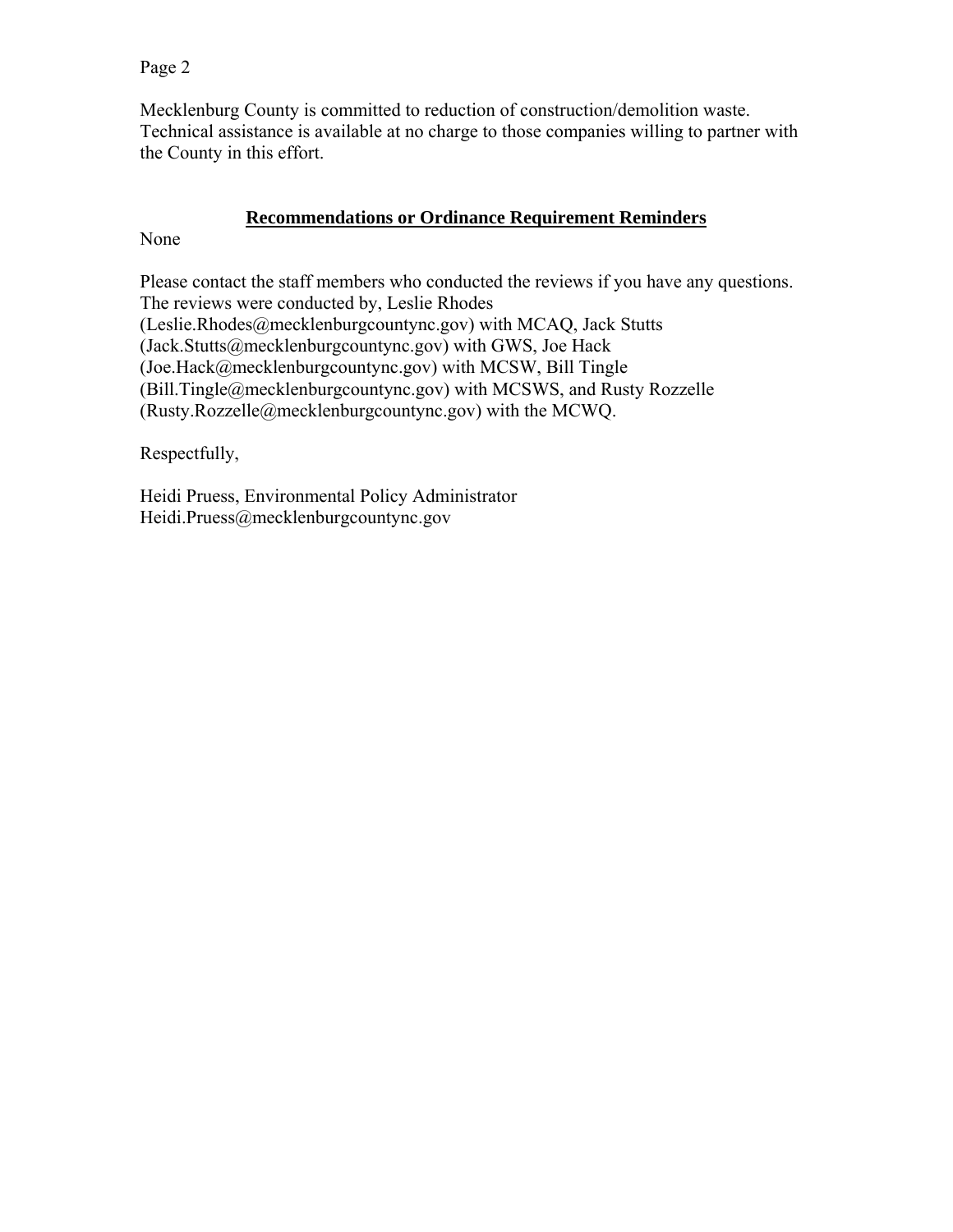Mecklenburg County is committed to reduction of construction/demolition waste. Technical assistance is available at no charge to those companies willing to partner with the County in this effort.

## Recommendations or Ordinance Requirement Reminders

None

Please contact the staff members who conducted the reviews if you have any questions. The reviews were conducted by, Leslie Rhodes (Leslie.Rhodes@mecklenburgcountync.gov) with MCAQ, Jack Stutts (Jack.Stutts@mecklenburgcountync.gov) with GWS, Joe Hack (Joe.Hack@mecklenburgcountync.gov) with MCSW, Bill Tingle (Bill.Tingle@mecklenburgcountync.gov) with MCSWS, and Rusty Rozzelle (Rusty.Rozzelle@mecklenburgcountync.gov) with the MCWQ.

Respectfully,

Heidi Pruess, Environmental Policy Administrator
Heidi.Pruess@mecklenburgcountync.gov